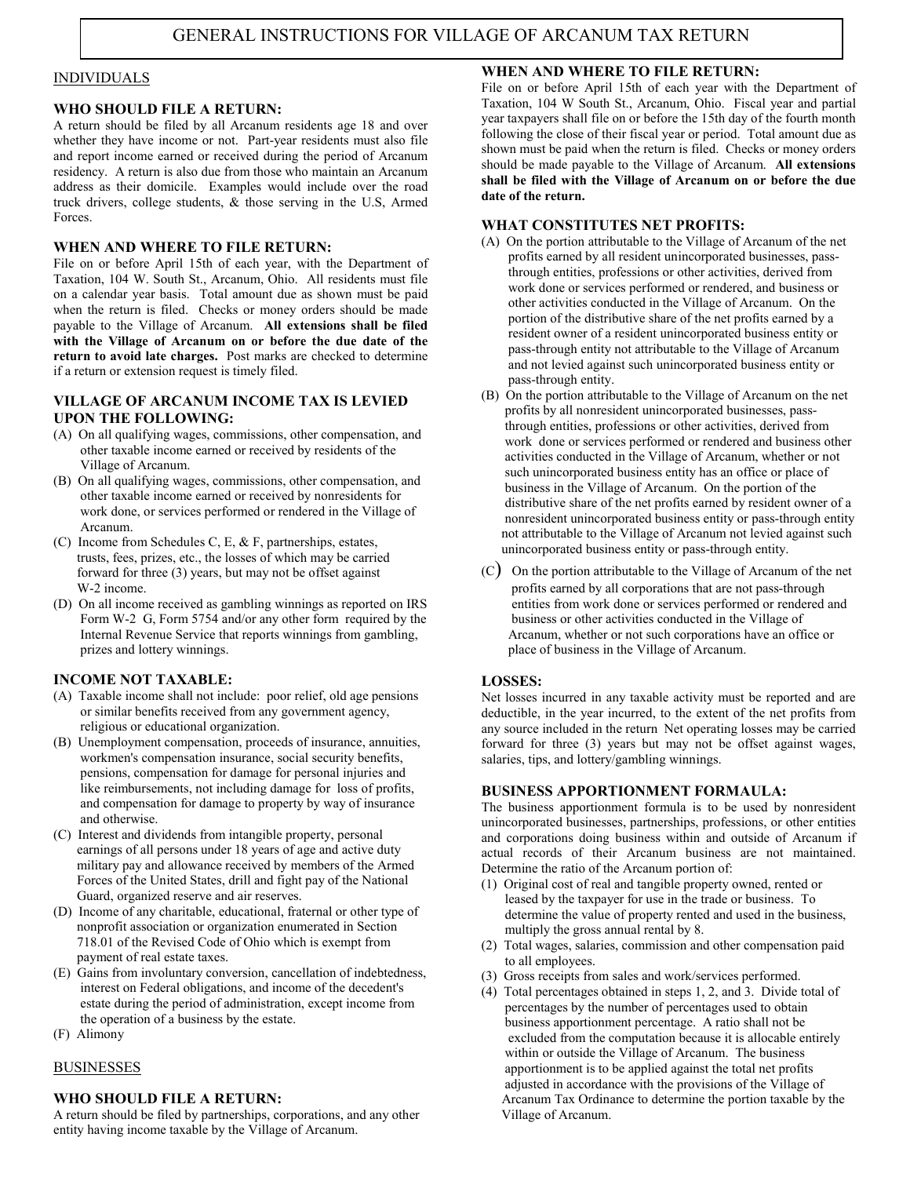# GENERAL INSTRUCTIONS FOR VILLAGE OF ARCANUM TAX RETURN

## INDIVIDUALS

### WHO SHOULD FILE A RETURN:

A return should be filed by all Arcanum residents age 18 and over whether they have income or not. Part-year residents must also file and report income earned or received during the period of Arcanum residency. A return is also due from those who maintain an Arcanum address as their domicile. Examples would include over the road truck drivers, college students, & those serving in the U.S, Armed Forces.

### WHEN AND WHERE TO FILE RETURN:

File on or before April 15th of each year, with the Department of Taxation, 104 W. South St., Arcanum, Ohio. All residents must file on a calendar year basis. Total amount due as shown must be paid when the return is filed. Checks or money orders should be made payable to the Village of Arcanum. **All extensions shall be filed with the Village of Arcanum on or before the due date of the return to avoid late charges.** Post marks are checked to determine if a return or extension request is timely filed.

### VILLAGE OF ARCANUM INCOME TAX IS LEVIED UPON THE FOLLOWING:

(A) On all qualifying wages, commissions, other compensation, and other taxable income earned or received by residents of the Village of Arcanum.

(B) On all qualifying wages, commissions, other compensation, and other taxable income earned or received by nonresidents for work done, or services performed or rendered in the Village of Arcanum.

(C) Income from Schedules C, E, & F, partnerships, estates, trusts, fees, prizes, etc., the losses of which may be carried forward for three (3) years, but may not be offset against W-2 income.

(D) On all income received as gambling winnings as reported on IRS Form W-2 G, Form 5754 and/or any other form required by the Internal Revenue Service that reports winnings from gambling, prizes and lottery winnings.

### INCOME NOT TAXABLE:

(A) Taxable income shall not include: poor relief, old age pensions or similar benefits received from any government agency, religious or educational organization.

(B) Unemployment compensation, proceeds of insurance, annuities, workmen's compensation insurance, social security benefits, pensions, compensation for damage for personal injuries and like reimbursements, not including damage for loss of profits, and compensation for damage to property by way of insurance and otherwise.

(C) Interest and dividends from intangible property, personal earnings of all persons under 18 years of age and active duty military pay and allowance received by members of the Armed Forces of the United States, drill and fight pay of the National Guard, organized reserve and air reserves.

(D) Income of any charitable, educational, fraternal or other type of nonprofit association or organization enumerated in Section 718.01 of the Revised Code of Ohio which is exempt from payment of real estate taxes.

(E) Gains from involuntary conversion, cancellation of indebtedness, interest on Federal obligations, and income of the decedent's estate during the period of administration, except income from the operation of a business by the estate.

(F) Alimony

## BUSINESSES

### WHO SHOULD FILE A RETURN:

A return should be filed by partnerships, corporations, and any other entity having income taxable by the Village of Arcanum.

### WHEN AND WHERE TO FILE RETURN:

File on or before April 15th of each year with the Department of Taxation, 104 W South St., Arcanum, Ohio. Fiscal year and partial year taxpayers shall file on or before the 15th day of the fourth month following the close of their fiscal year or period. Total amount due as shown must be paid when the return is filed. Checks or money orders should be made payable to the Village of Arcanum. **All extensions shall be filed with the Village of Arcanum on or before the due date of the return.**

### WHAT CONSTITUTES NET PROFITS:

(A) On the portion attributable to the Village of Arcanum of the net profits earned by all resident unincorporated businesses, pass-through entities, professions or other activities, derived from work done or services performed or rendered, and business or other activities conducted in the Village of Arcanum. On the portion of the distributive share of the net profits earned by a resident owner of a resident unincorporated business entity or pass-through entity not attributable to the Village of Arcanum and not levied against such unincorporated business entity or pass-through entity.

(B) On the portion attributable to the Village of Arcanum on the net profits by all nonresident unincorporated businesses, pass-through entities, professions or other activities, derived from work done or services performed or rendered and business other activities conducted in the Village of Arcanum, whether or not such unincorporated business entity has an office or place of business in the Village of Arcanum. On the portion of the distributive share of the net profits earned by resident owner of a nonresident unincorporated business entity or pass-through entity not attributable to the Village of Arcanum not levied against such unincorporated business entity or pass-through entity.

(C) On the portion attributable to the Village of Arcanum of the net profits earned by all corporations that are not pass-through entities from work done or services performed or rendered and business or other activities conducted in the Village of Arcanum, whether or not such corporations have an office or place of business in the Village of Arcanum.

### LOSSES:

Net losses incurred in any taxable activity must be reported and are deductible, in the year incurred, to the extent of the net profits from any source included in the return Net operating losses may be carried forward for three (3) years but may not be offset against wages, salaries, tips, and lottery/gambling winnings.

### BUSINESS APPORTIONMENT FORMAULA:

The business apportionment formula is to be used by nonresident unincorporated businesses, partnerships, professions, or other entities and corporations doing business within and outside of Arcanum if actual records of their Arcanum business are not maintained. Determine the ratio of the Arcanum portion of:

(1) Original cost of real and tangible property owned, rented or leased by the taxpayer for use in the trade or business. To determine the value of property rented and used in the business, multiply the gross annual rental by 8.

(2) Total wages, salaries, commission and other compensation paid to all employees.

(3) Gross receipts from sales and work/services performed.

(4) Total percentages obtained in steps 1, 2, and 3. Divide total of percentages by the number of percentages used to obtain business apportionment percentage. A ratio shall not be excluded from the computation because it is allocable entirely within or outside the Village of Arcanum. The business apportionment is to be applied against the total net profits adjusted in accordance with the provisions of the Village of Arcanum Tax Ordinance to determine the portion taxable by the Village of Arcanum.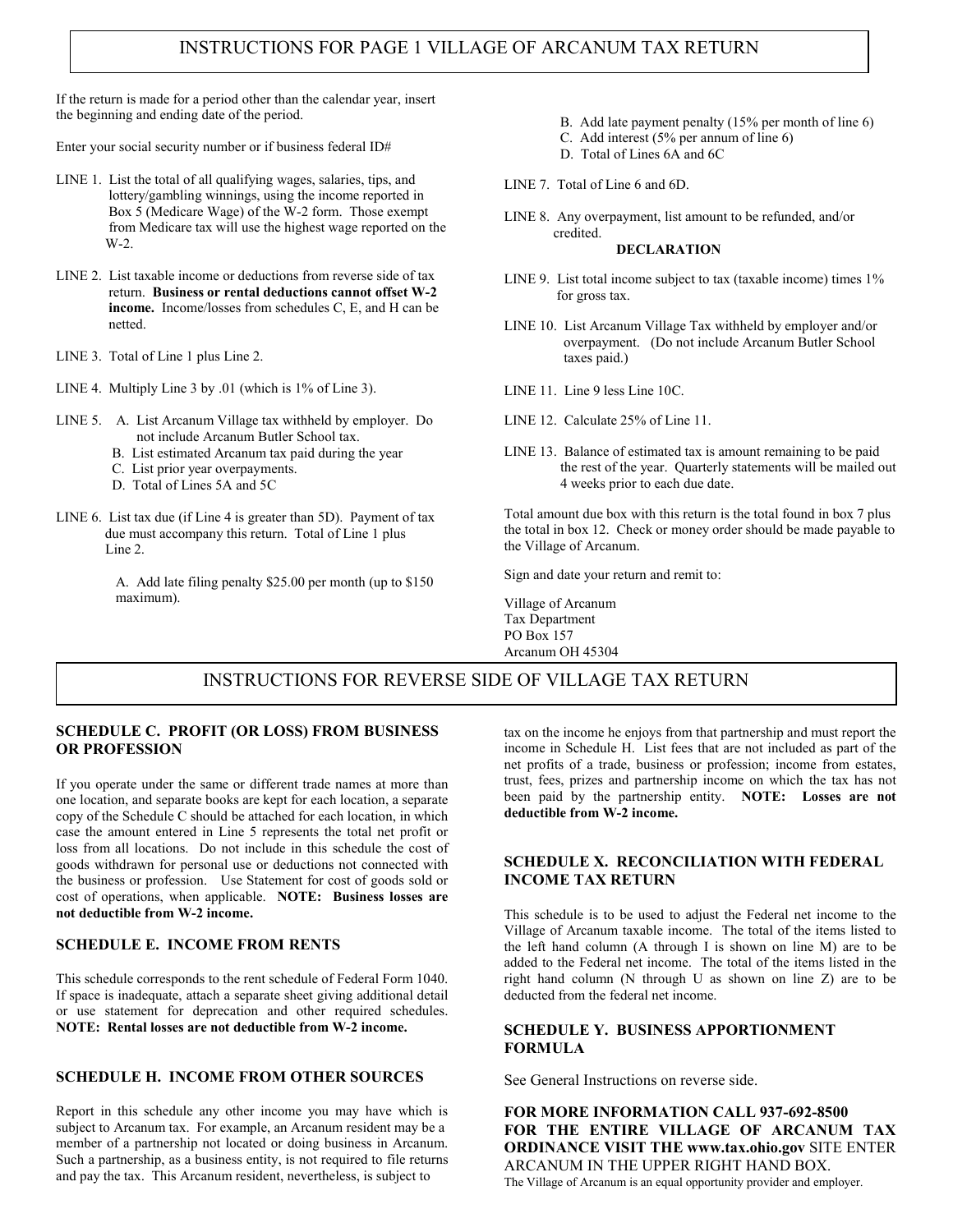## INSTRUCTIONS FOR PAGE 1 VILLAGE OF ARCANUM TAX RETURN

If the return is made for a period other than the calendar year, insert the beginning and ending date of the period.

Enter your social security number or if business federal ID#

LINE 1. List the total of all qualifying wages, salaries, tips, and lottery/gambling winnings, using the income reported in Box 5 (Medicare Wage) of the W-2 form. Those exempt from Medicare tax will use the highest wage reported on the W-2.

LINE 2. List taxable income or deductions from reverse side of tax return. **Business or rental deductions cannot offset W-2 income.** Income/losses from schedules C, E, and H can be netted.

LINE 3. Total of Line 1 plus Line 2.

LINE 4. Multiply Line 3 by .01 (which is 1% of Line 3).

LINE 5. A. List Arcanum Village tax withheld by employer. Do not include Arcanum Butler School tax.
B. List estimated Arcanum tax paid during the year
C. List prior year overpayments.
D. Total of Lines 5A and 5C

LINE 6. List tax due (if Line 4 is greater than 5D). Payment of tax due must accompany this return. Total of Line 1 plus Line 2.

A. Add late filing penalty $25.00 per month (up to $150 maximum).
B. Add late payment penalty (15% per month of line 6)
C. Add interest (5% per annum of line 6)
D. Total of Lines 6A and 6C

LINE 7. Total of Line 6 and 6D.

LINE 8. Any overpayment, list amount to be refunded, and/or credited.

**DECLARATION**

LINE 9. List total income subject to tax (taxable income) times 1% for gross tax.

LINE 10. List Arcanum Village Tax withheld by employer and/or overpayment. (Do not include Arcanum Butler School taxes paid.)

LINE 11. Line 9 less Line 10C.

LINE 12. Calculate 25% of Line 11.

LINE 13. Balance of estimated tax is amount remaining to be paid the rest of the year. Quarterly statements will be mailed out 4 weeks prior to each due date.

Total amount due box with this return is the total found in box 7 plus the total in box 12. Check or money order should be made payable to the Village of Arcanum.

Sign and date your return and remit to:

Village of Arcanum
Tax Department
PO Box 157
Arcanum OH 45304

## INSTRUCTIONS FOR REVERSE SIDE OF VILLAGE TAX RETURN

### SCHEDULE C. PROFIT (OR LOSS) FROM BUSINESS OR PROFESSION

If you operate under the same or different trade names at more than one location, and separate books are kept for each location, a separate copy of the Schedule C should be attached for each location, in which case the amount entered in Line 5 represents the total net profit or loss from all locations. Do not include in this schedule the cost of goods withdrawn for personal use or deductions not connected with the business or profession. Use Statement for cost of goods sold or cost of operations, when applicable. **NOTE: Business losses are not deductible from W-2 income.**

### SCHEDULE E. INCOME FROM RENTS

This schedule corresponds to the rent schedule of Federal Form 1040. If space is inadequate, attach a separate sheet giving additional detail or use statement for deprecation and other required schedules. **NOTE: Rental losses are not deductible from W-2 income.**

### SCHEDULE H. INCOME FROM OTHER SOURCES

Report in this schedule any other income you may have which is subject to Arcanum tax. For example, an Arcanum resident may be a member of a partnership not located or doing business in Arcanum. Such a partnership, as a business entity, is not required to file returns and pay the tax. This Arcanum resident, nevertheless, is subject to tax on the income he enjoys from that partnership and must report the income in Schedule H. List fees that are not included as part of the net profits of a trade, business or profession; income from estates, trust, fees, prizes and partnership income on which the tax has not been paid by the partnership entity. **NOTE: Losses are not deductible from W-2 income.**

### SCHEDULE X. RECONCILIATION WITH FEDERAL INCOME TAX RETURN

This schedule is to be used to adjust the Federal net income to the Village of Arcanum taxable income. The total of the items listed to the left hand column (A through I is shown on line M) are to be added to the Federal net income. The total of the items listed in the right hand column (N through U as shown on line Z) are to be deducted from the federal net income.

### SCHEDULE Y. BUSINESS APPORTIONMENT FORMULA

See General Instructions on reverse side.

**FOR MORE INFORMATION CALL 937-692-8500**
**FOR THE ENTIRE VILLAGE OF ARCANUM TAX ORDINANCE VISIT THE www.tax.ohio.gov** SITE ENTER ARCANUM IN THE UPPER RIGHT HAND BOX.

The Village of Arcanum is an equal opportunity provider and employer.